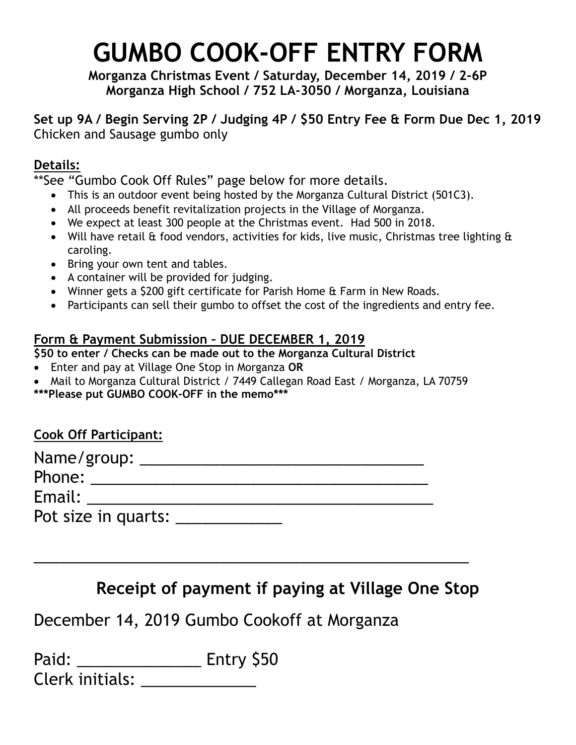# GUMBO COOK-OFF ENTRY FORM

**Morganza Christmas Event / Saturday, December 14, 2019 / 2-6P**
**Morganza High School / 752 LA-3050 / Morganza, Louisiana**

**Set up 9A / Begin Serving 2P / Judging 4P / $50 Entry Fee & Form Due Dec 1, 2019**
Chicken and Sausage gumbo only

**Details:**

**See "Gumbo Cook Off Rules" page below for more details.

- This is an outdoor event being hosted by the Morganza Cultural District (501C3).
- All proceeds benefit revitalization projects in the Village of Morganza.
- We expect at least 300 people at the Christmas event. Had 500 in 2018.
- Will have retail & food vendors, activities for kids, live music, Christmas tree lighting & caroling.
- Bring your own tent and tables.
- A container will be provided for judging.
- Winner gets a $200 gift certificate for Parish Home & Farm in New Roads.
- Participants can sell their gumbo to offset the cost of the ingredients and entry fee.

**Form & Payment Submission – DUE DECEMBER 1, 2019**

**$50 to enter / Checks can be made out to the Morganza Cultural District**

- Enter and pay at Village One Stop in Morganza **OR**
- Mail to Morganza Cultural District / 7449 Callegan Road East / Morganza, LA 70759

*****Please put GUMBO COOK-OFF in the memo*****

**Cook Off Participant:**

Name/group: ________________________________

Phone: ______________________________________

Email: ______________________________________

Pot size in quarts: ____________

______________________________________________________

## Receipt of payment if paying at Village One Stop

December 14, 2019 Gumbo Cookoff at Morganza

Paid: ______________ Entry $50

Clerk initials: _____________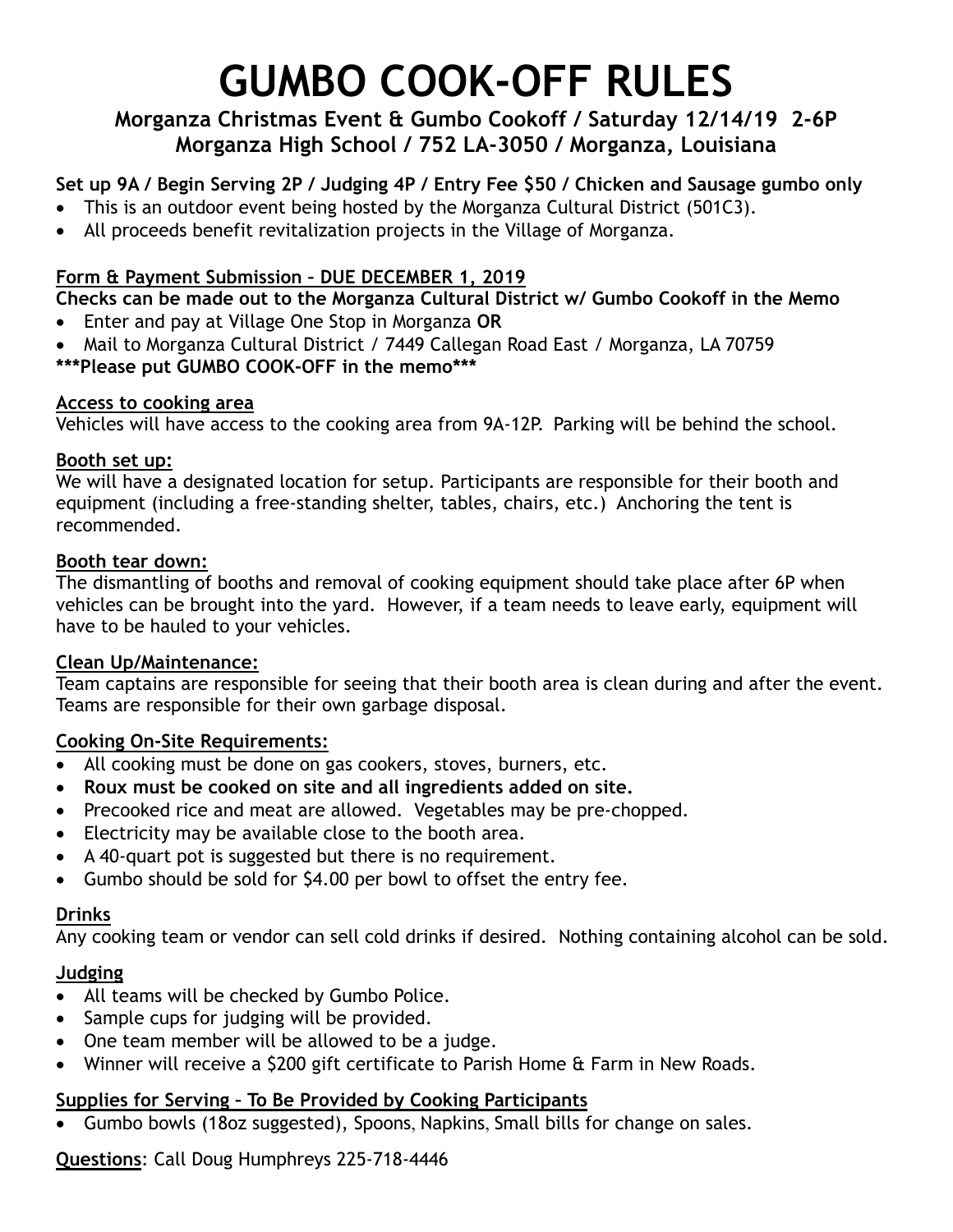# GUMBO COOK-OFF RULES

**Morganza Christmas Event & Gumbo Cookoff / Saturday 12/14/19 2-6P**
**Morganza High School / 752 LA-3050 / Morganza, Louisiana**

**Set up 9A / Begin Serving 2P / Judging 4P / Entry Fee $50 / Chicken and Sausage gumbo only**

- This is an outdoor event being hosted by the Morganza Cultural District (501C3).
- All proceeds benefit revitalization projects in the Village of Morganza.

**Form & Payment Submission – DUE DECEMBER 1, 2019**

**Checks can be made out to the Morganza Cultural District w/ Gumbo Cookoff in the Memo**

- Enter and pay at Village One Stop in Morganza **OR**
- Mail to Morganza Cultural District / 7449 Callegan Road East / Morganza, LA 70759

**\*\*\*Please put GUMBO COOK-OFF in the memo\*\*\***

**Access to cooking area**

Vehicles will have access to the cooking area from 9A-12P. Parking will be behind the school.

**Booth set up:**

We will have a designated location for setup. Participants are responsible for their booth and equipment (including a free-standing shelter, tables, chairs, etc.) Anchoring the tent is recommended.

**Booth tear down:**

The dismantling of booths and removal of cooking equipment should take place after 6P when vehicles can be brought into the yard. However, if a team needs to leave early, equipment will have to be hauled to your vehicles.

**Clean Up/Maintenance:**

Team captains are responsible for seeing that their booth area is clean during and after the event. Teams are responsible for their own garbage disposal.

**Cooking On-Site Requirements:**

- All cooking must be done on gas cookers, stoves, burners, etc.
- **Roux must be cooked on site and all ingredients added on site.**
- Precooked rice and meat are allowed. Vegetables may be pre-chopped.
- Electricity may be available close to the booth area.
- A 40-quart pot is suggested but there is no requirement.
- Gumbo should be sold for $4.00 per bowl to offset the entry fee.

**Drinks**

Any cooking team or vendor can sell cold drinks if desired. Nothing containing alcohol can be sold.

**Judging**

- All teams will be checked by Gumbo Police.
- Sample cups for judging will be provided.
- One team member will be allowed to be a judge.
- Winner will receive a $200 gift certificate to Parish Home & Farm in New Roads.

**Supplies for Serving – To Be Provided by Cooking Participants**

- Gumbo bowls (18oz suggested), Spoons, Napkins, Small bills for change on sales.

**Questions**: Call Doug Humphreys 225-718-4446